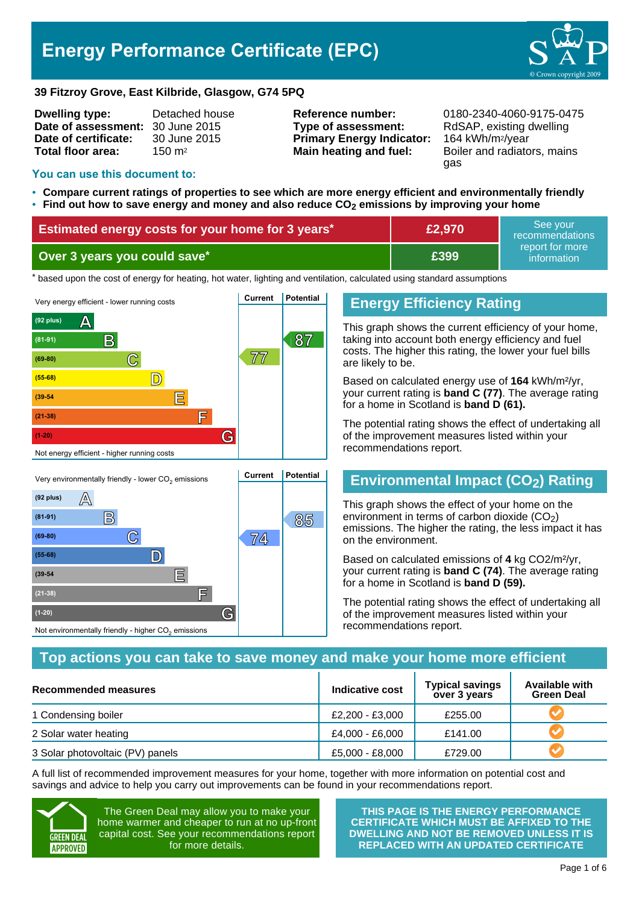# Energy Performance Certificate (EPC)

**39 Fitzroy Grove, East Kilbride, Glasgow, G74 5PQ**

| | | | |
|---|---|---|---|
| **Dwelling type:** | Detached house | **Reference number:** | 0180-2340-4060-9175-0475 |
| **Date of assessment:** | 30 June 2015 | **Type of assessment:** | RdSAP, existing dwelling |
| **Date of certificate:** | 30 June 2015 | **Primary Energy Indicator:** | 164 kWh/m²/year |
| **Total floor area:** | 150 m² | **Main heating and fuel:** | Boiler and radiators, mains gas |

## You can use this document to:

- **Compare current ratings of properties to see which are more energy efficient and environmentally friendly**
- **Find out how to save energy and money and also reduce $CO_2$ emissions by improving your home**

| | | |
|---|---|---|
| **Estimated energy costs for your home for 3 years*** | **£2,970** | See your recommendations report for more information |
| **Over 3 years you could save*** | **£399** | |

\* based upon the cost of energy for heating, hot water, lighting and ventilation, calculated using standard assumptions

| Very energy efficient - lower running costs | Current | Potential |
|---|---|---|
| (92 plus) A | | |
| (81-91) B | | 87 |
| (69-80) C | 77 | |
| (55-68) D | | |
| (39-54) E | | |
| (21-38) F | | |
| (1-20) G | | |
| Not energy efficient - higher running costs | | |

## Energy Efficiency Rating

This graph shows the current efficiency of your home, taking into account both energy efficiency and fuel costs. The higher this rating, the lower your fuel bills are likely to be.

Based on calculated energy use of **164** kWh/m²/yr, your current rating is **band C (77)**. The average rating for a home in Scotland is **band D (61).**

The potential rating shows the effect of undertaking all of the improvement measures listed within your recommendations report.

| Very environmentally friendly - lower $CO_2$ emissions | Current | Potential |
|---|---|---|
| (92 plus) A | | |
| (81-91) B | | 85 |
| (69-80) C | 74 | |
| (55-68) D | | |
| (39-54) E | | |
| (21-38) F | | |
| (1-20) G | | |
| Not environmentally friendly - higher $CO_2$ emissions | | |

## Environmental Impact ($CO_2$) Rating

This graph shows the effect of your home on the environment in terms of carbon dioxide ($CO_2$) emissions. The higher the rating, the less impact it has on the environment.

Based on calculated emissions of **4** kg CO2/m²/yr, your current rating is **band C (74)**. The average rating for a home in Scotland is **band D (59).**

The potential rating shows the effect of undertaking all of the improvement measures listed within your recommendations report.

## Top actions you can take to save money and make your home more efficient

| Recommended measures | Indicative cost | Typical savings over 3 years | Available with Green Deal |
|---|---|---|---|
| 1 Condensing boiler | £2,200 - £3,000 | £255.00 | ✓ |
| 2 Solar water heating | £4,000 - £6,000 | £141.00 | ✓ |
| 3 Solar photovoltaic (PV) panels | £5,000 - £8,000 | £729.00 | ✓ |

A full list of recommended improvement measures for your home, together with more information on potential cost and savings and advice to help you carry out improvements can be found in your recommendations report.

GREEN DEAL APPROVED

The Green Deal may allow you to make your home warmer and cheaper to run at no up-front capital cost. See your recommendations report for more details.

**THIS PAGE IS THE ENERGY PERFORMANCE CERTIFICATE WHICH MUST BE AFFIXED TO THE DWELLING AND NOT BE REMOVED UNLESS IT IS REPLACED WITH AN UPDATED CERTIFICATE**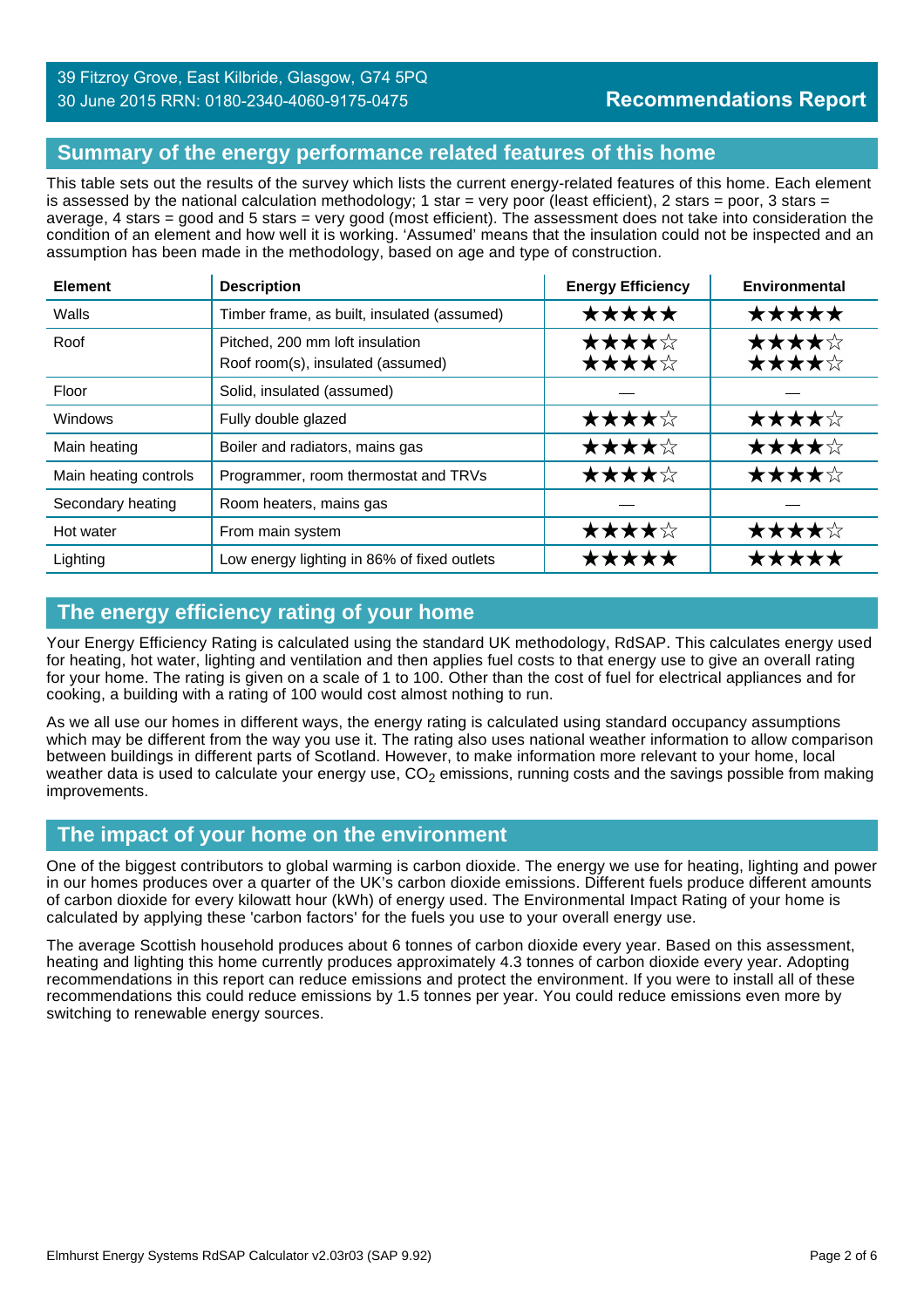39 Fitzroy Grove, East Kilbride, Glasgow, G74 5PQ
30 June 2015 RRN: 0180-2340-4060-9175-0475

**Recommendations Report**

## Summary of the energy performance related features of this home

This table sets out the results of the survey which lists the current energy-related features of this home. Each element is assessed by the national calculation methodology; 1 star = very poor (least efficient), 2 stars = poor, 3 stars = average, 4 stars = good and 5 stars = very good (most efficient). The assessment does not take into consideration the condition of an element and how well it is working. 'Assumed' means that the insulation could not be inspected and an assumption has been made in the methodology, based on age and type of construction.

| Element | Description | Energy Efficiency | Environmental |
|---|---|---|---|
| Walls | Timber frame, as built, insulated (assumed) | ★★★★★ | ★★★★★ |
| Roof | Pitched, 200 mm loft insulation<br>Roof room(s), insulated (assumed) | ★★★★☆<br>★★★★☆ | ★★★★☆<br>★★★★☆ |
| Floor | Solid, insulated (assumed) | — | — |
| Windows | Fully double glazed | ★★★★☆ | ★★★★☆ |
| Main heating | Boiler and radiators, mains gas | ★★★★☆ | ★★★★☆ |
| Main heating controls | Programmer, room thermostat and TRVs | ★★★★☆ | ★★★★☆ |
| Secondary heating | Room heaters, mains gas | — | — |
| Hot water | From main system | ★★★★☆ | ★★★★☆ |
| Lighting | Low energy lighting in 86% of fixed outlets | ★★★★★ | ★★★★★ |

## The energy efficiency rating of your home

Your Energy Efficiency Rating is calculated using the standard UK methodology, RdSAP. This calculates energy used for heating, hot water, lighting and ventilation and then applies fuel costs to that energy use to give an overall rating for your home. The rating is given on a scale of 1 to 100. Other than the cost of fuel for electrical appliances and for cooking, a building with a rating of 100 would cost almost nothing to run.

As we all use our homes in different ways, the energy rating is calculated using standard occupancy assumptions which may be different from the way you use it. The rating also uses national weather information to allow comparison between buildings in different parts of Scotland. However, to make information more relevant to your home, local weather data is used to calculate your energy use, $CO_2$ emissions, running costs and the savings possible from making improvements.

## The impact of your home on the environment

One of the biggest contributors to global warming is carbon dioxide. The energy we use for heating, lighting and power in our homes produces over a quarter of the UK's carbon dioxide emissions. Different fuels produce different amounts of carbon dioxide for every kilowatt hour (kWh) of energy used. The Environmental Impact Rating of your home is calculated by applying these 'carbon factors' for the fuels you use to your overall energy use.

The average Scottish household produces about 6 tonnes of carbon dioxide every year. Based on this assessment, heating and lighting this home currently produces approximately 4.3 tonnes of carbon dioxide every year. Adopting recommendations in this report can reduce emissions and protect the environment. If you were to install all of these recommendations this could reduce emissions by 1.5 tonnes per year. You could reduce emissions even more by switching to renewable energy sources.

Elmhurst Energy Systems RdSAP Calculator v2.03r03 (SAP 9.92)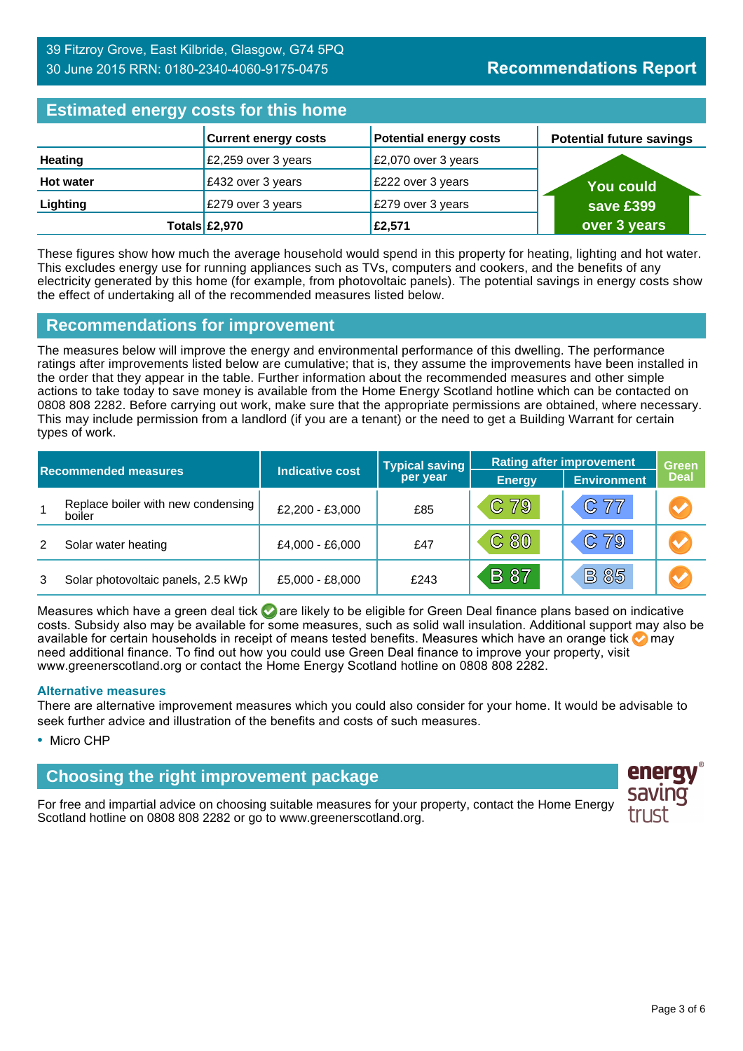39 Fitzroy Grove, East Kilbride, Glasgow, G74 5PQ
30 June 2015 RRN: 0180-2340-4060-9175-0475

**Recommendations Report**

## Estimated energy costs for this home

| | Current energy costs | Potential energy costs | Potential future savings |
|---|---|---|---|
| **Heating** | £2,259 over 3 years | £2,070 over 3 years | |
| **Hot water** | £432 over 3 years | £222 over 3 years | You could save £399 over 3 years |
| **Lighting** | £279 over 3 years | £279 over 3 years | |
| **Totals** | **£2,970** | **£2,571** | |

These figures show how much the average household would spend in this property for heating, lighting and hot water. This excludes energy use for running appliances such as TVs, computers and cookers, and the benefits of any electricity generated by this home (for example, from photovoltaic panels). The potential savings in energy costs show the effect of undertaking all of the recommended measures listed below.

## Recommendations for improvement

The measures below will improve the energy and environmental performance of this dwelling. The performance ratings after improvements listed below are cumulative; that is, they assume the improvements have been installed in the order that they appear in the table. Further information about the recommended measures and other simple actions to take today to save money is available from the Home Energy Scotland hotline which can be contacted on 0808 808 2282. Before carrying out work, make sure that the appropriate permissions are obtained, where necessary. This may include permission from a landlord (if you are a tenant) or the need to get a Building Warrant for certain types of work.

| | Recommended measures | Indicative cost | Typical saving per year | Rating after improvement | | Green Deal |
|---|---|---|---|---|---|---|
| | | | | Energy | Environment | |
| 1 | Replace boiler with new condensing boiler | £2,200 - £3,000 | £85 | C 79 | C 77 | ✓ (orange) |
| 2 | Solar water heating | £4,000 - £6,000 | £47 | C 80 | C 79 | ✓ (orange) |
| 3 | Solar photovoltaic panels, 2.5 kWp | £5,000 - £8,000 | £243 | B 87 | B 85 | ✓ (orange) |

Measures which have a green deal tick ✓ are likely to be eligible for Green Deal finance plans based on indicative costs. Subsidy also may be available for some measures, such as solid wall insulation. Additional support may also be available for certain households in receipt of means tested benefits. Measures which have an orange tick ✓ may need additional finance. To find out how you could use Green Deal finance to improve your property, visit www.greenerscotland.org or contact the Home Energy Scotland hotline on 0808 808 2282.

### Alternative measures

There are alternative improvement measures which you could also consider for your home. It would be advisable to seek further advice and illustration of the benefits and costs of such measures.

- Micro CHP

## Choosing the right improvement package

For free and impartial advice on choosing suitable measures for your property, contact the Home Energy Scotland hotline on 0808 808 2282 or go to www.greenerscotland.org.

energy saving trust®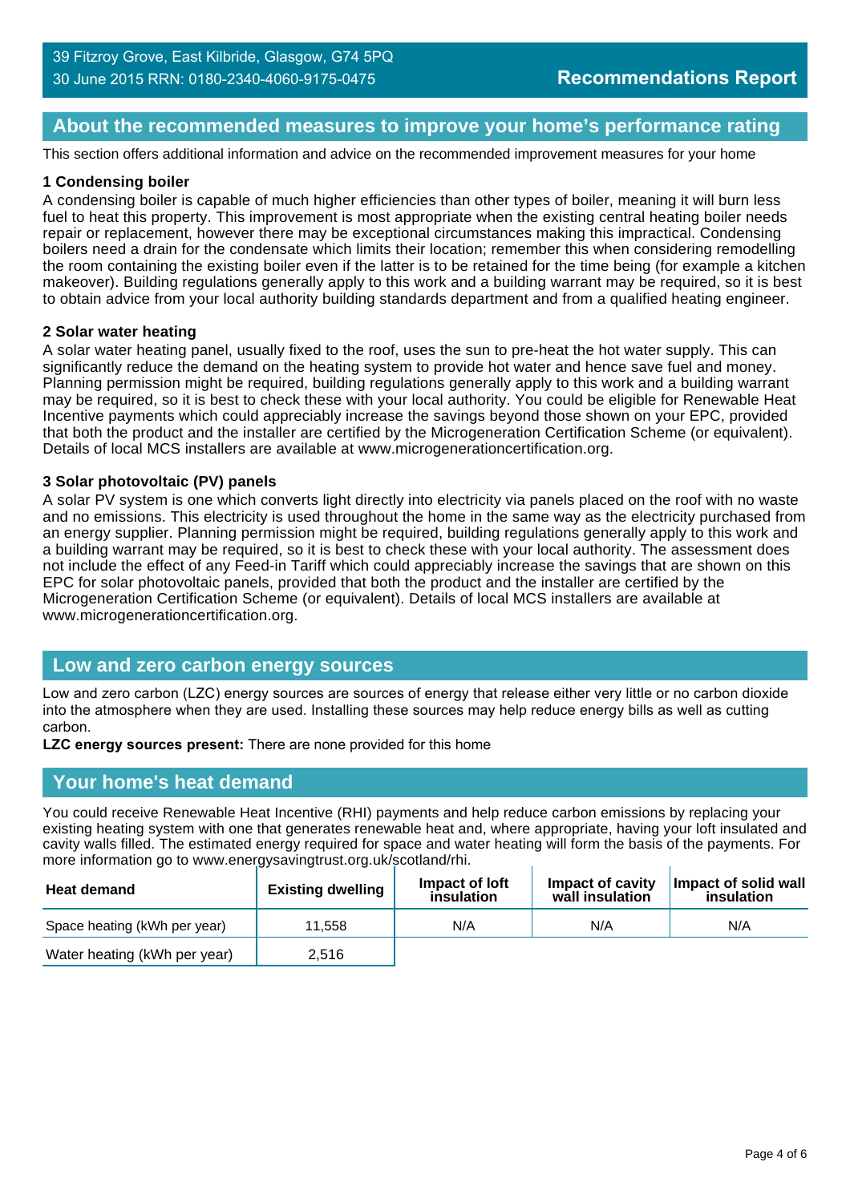39 Fitzroy Grove, East Kilbride, Glasgow, G74 5PQ
30 June 2015 RRN: 0180-2340-4060-9175-0475

**Recommendations Report**

## About the recommended measures to improve your home's performance rating

This section offers additional information and advice on the recommended improvement measures for your home

**1 Condensing boiler**

A condensing boiler is capable of much higher efficiencies than other types of boiler, meaning it will burn less fuel to heat this property. This improvement is most appropriate when the existing central heating boiler needs repair or replacement, however there may be exceptional circumstances making this impractical. Condensing boilers need a drain for the condensate which limits their location; remember this when considering remodelling the room containing the existing boiler even if the latter is to be retained for the time being (for example a kitchen makeover). Building regulations generally apply to this work and a building warrant may be required, so it is best to obtain advice from your local authority building standards department and from a qualified heating engineer.

**2 Solar water heating**

A solar water heating panel, usually fixed to the roof, uses the sun to pre-heat the hot water supply. This can significantly reduce the demand on the heating system to provide hot water and hence save fuel and money. Planning permission might be required, building regulations generally apply to this work and a building warrant may be required, so it is best to check these with your local authority. You could be eligible for Renewable Heat Incentive payments which could appreciably increase the savings beyond those shown on your EPC, provided that both the product and the installer are certified by the Microgeneration Certification Scheme (or equivalent). Details of local MCS installers are available at www.microgenerationcertification.org.

**3 Solar photovoltaic (PV) panels**

A solar PV system is one which converts light directly into electricity via panels placed on the roof with no waste and no emissions. This electricity is used throughout the home in the same way as the electricity purchased from an energy supplier. Planning permission might be required, building regulations generally apply to this work and a building warrant may be required, so it is best to check these with your local authority. The assessment does not include the effect of any Feed-in Tariff which could appreciably increase the savings that are shown on this EPC for solar photovoltaic panels, provided that both the product and the installer are certified by the Microgeneration Certification Scheme (or equivalent). Details of local MCS installers are available at www.microgenerationcertification.org.

## Low and zero carbon energy sources

Low and zero carbon (LZC) energy sources are sources of energy that release either very little or no carbon dioxide into the atmosphere when they are used. Installing these sources may help reduce energy bills as well as cutting carbon.

**LZC energy sources present:** There are none provided for this home

## Your home's heat demand

You could receive Renewable Heat Incentive (RHI) payments and help reduce carbon emissions by replacing your existing heating system with one that generates renewable heat and, where appropriate, having your loft insulated and cavity walls filled. The estimated energy required for space and water heating will form the basis of the payments. For more information go to www.energysavingtrust.org.uk/scotland/rhi.

| Heat demand | Existing dwelling | Impact of loft insulation | Impact of cavity wall insulation | Impact of solid wall insulation |
|---|---|---|---|---|
| Space heating (kWh per year) | 11,558 | N/A | N/A | N/A |
| Water heating (kWh per year) | 2,516 | | | |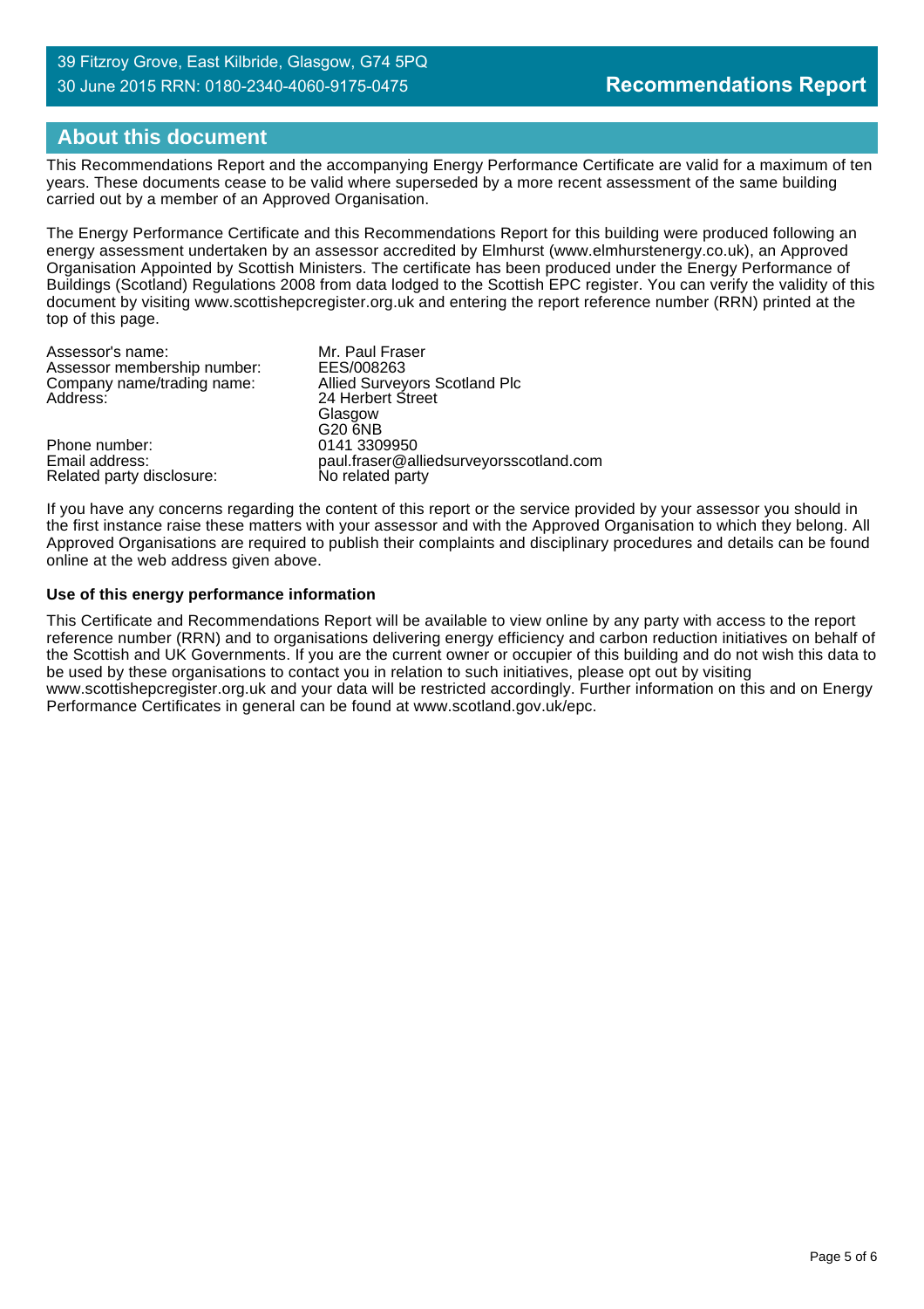39 Fitzroy Grove, East Kilbride, Glasgow, G74 5PQ
30 June 2015 RRN: 0180-2340-4060-9175-0475

# Recommendations Report

## About this document

This Recommendations Report and the accompanying Energy Performance Certificate are valid for a maximum of ten years. These documents cease to be valid where superseded by a more recent assessment of the same building carried out by a member of an Approved Organisation.

The Energy Performance Certificate and this Recommendations Report for this building were produced following an energy assessment undertaken by an assessor accredited by Elmhurst (www.elmhurstenergy.co.uk), an Approved Organisation Appointed by Scottish Ministers. The certificate has been produced under the Energy Performance of Buildings (Scotland) Regulations 2008 from data lodged to the Scottish EPC register. You can verify the validity of this document by visiting www.scottishepcregister.org.uk and entering the report reference number (RRN) printed at the top of this page.

| | |
|---|---|
| Assessor's name: | Mr. Paul Fraser |
| Assessor membership number: | EES/008263 |
| Company name/trading name: | Allied Surveyors Scotland Plc |
| Address: | 24 Herbert Street<br>Glasgow<br>G20 6NB |
| Phone number: | 0141 3309950 |
| Email address: | paul.fraser@alliedsurveyorsscotland.com |
| Related party disclosure: | No related party |

If you have any concerns regarding the content of this report or the service provided by your assessor you should in the first instance raise these matters with your assessor and with the Approved Organisation to which they belong. All Approved Organisations are required to publish their complaints and disciplinary procedures and details can be found online at the web address given above.

**Use of this energy performance information**

This Certificate and Recommendations Report will be available to view online by any party with access to the report reference number (RRN) and to organisations delivering energy efficiency and carbon reduction initiatives on behalf of the Scottish and UK Governments. If you are the current owner or occupier of this building and do not wish this data to be used by these organisations to contact you in relation to such initiatives, please opt out by visiting www.scottishepcregister.org.uk and your data will be restricted accordingly. Further information on this and on Energy Performance Certificates in general can be found at www.scotland.gov.uk/epc.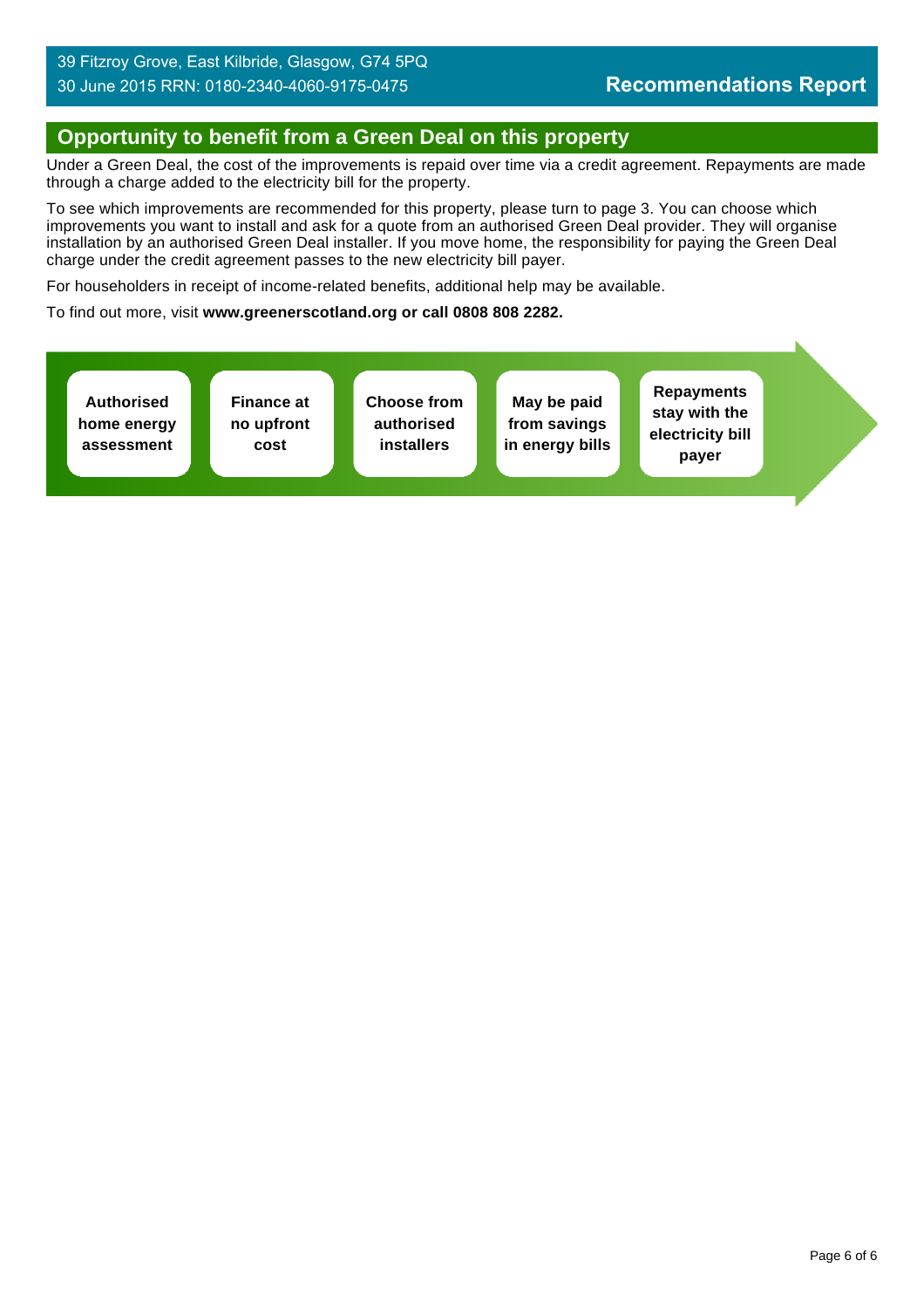## Opportunity to benefit from a Green Deal on this property

Under a Green Deal, the cost of the improvements is repaid over time via a credit agreement. Repayments are made through a charge added to the electricity bill for the property.

To see which improvements are recommended for this property, please turn to page 3. You can choose which improvements you want to install and ask for a quote from an authorised Green Deal provider. They will organise installation by an authorised Green Deal installer. If you move home, the responsibility for paying the Green Deal charge under the credit agreement passes to the new electricity bill payer.

For householders in receipt of income-related benefits, additional help may be available.

To find out more, visit **www.greenerscotland.org or call 0808 808 2282.**

**Authorised home energy assessment**

**Finance at no upfront cost**

**Choose from authorised installers**

**May be paid from savings in energy bills**

**Repayments stay with the electricity bill payer**